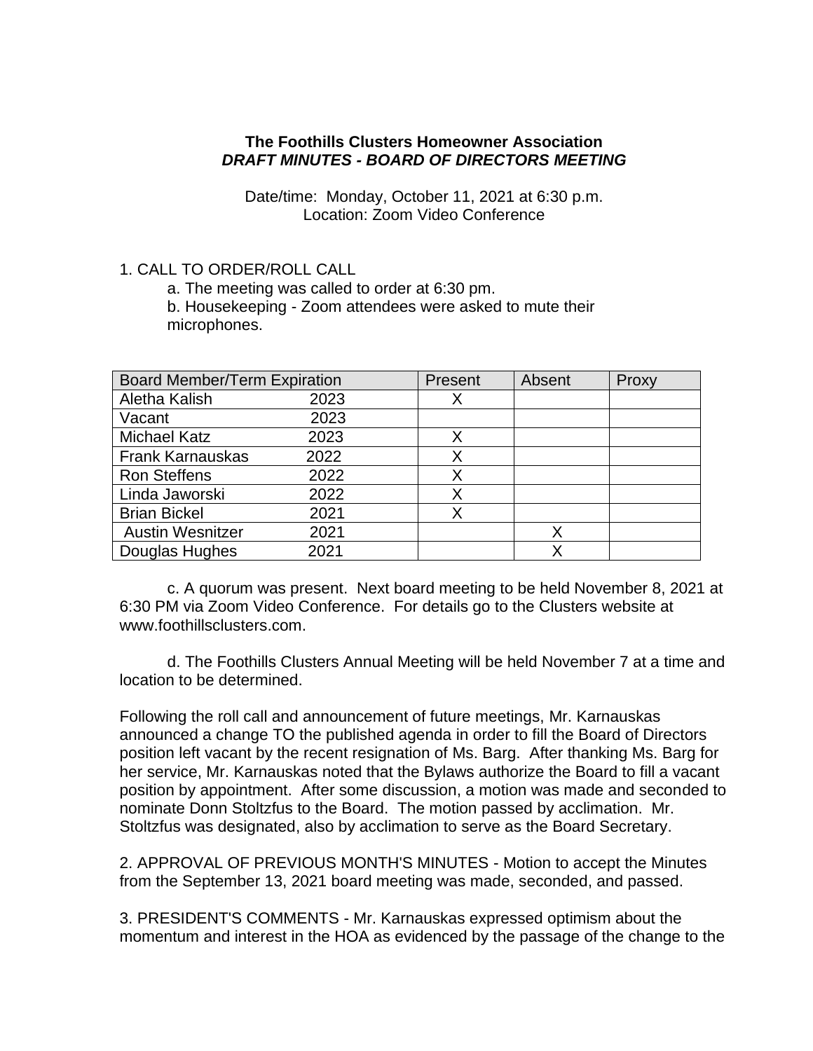**The Foothills Clusters Homeowner Association**
***DRAFT MINUTES - BOARD OF DIRECTORS MEETING***

Date/time: Monday, October 11, 2021 at 6:30 p.m.
Location: Zoom Video Conference

1. CALL TO ORDER/ROLL CALL

   a. The meeting was called to order at 6:30 pm.

   b. Housekeeping - Zoom attendees were asked to mute their microphones.

| Board Member/Term Expiration | | Present | Absent | Proxy |
|---|---|---|---|---|
| Aletha Kalish | 2023 | X | | |
| Vacant | 2023 | | | |
| Michael Katz | 2023 | X | | |
| Frank Karnauskas | 2022 | X | | |
| Ron Steffens | 2022 | X | | |
| Linda Jaworski | 2022 | X | | |
| Brian Bickel | 2021 | X | | |
| Austin Wesnitzer | 2021 | | X | |
| Douglas Hughes | 2021 | | X | |

   c. A quorum was present. Next board meeting to be held November 8, 2021 at 6:30 PM via Zoom Video Conference. For details go to the Clusters website at www.foothillsclusters.com.

   d. The Foothills Clusters Annual Meeting will be held November 7 at a time and location to be determined.

Following the roll call and announcement of future meetings, Mr. Karnauskas announced a change TO the published agenda in order to fill the Board of Directors position left vacant by the recent resignation of Ms. Barg. After thanking Ms. Barg for her service, Mr. Karnauskas noted that the Bylaws authorize the Board to fill a vacant position by appointment. After some discussion, a motion was made and seconded to nominate Donn Stoltzfus to the Board. The motion passed by acclimation. Mr. Stoltzfus was designated, also by acclimation to serve as the Board Secretary.

2. APPROVAL OF PREVIOUS MONTH'S MINUTES - Motion to accept the Minutes from the September 13, 2021 board meeting was made, seconded, and passed.

3. PRESIDENT'S COMMENTS - Mr. Karnauskas expressed optimism about the momentum and interest in the HOA as evidenced by the passage of the change to the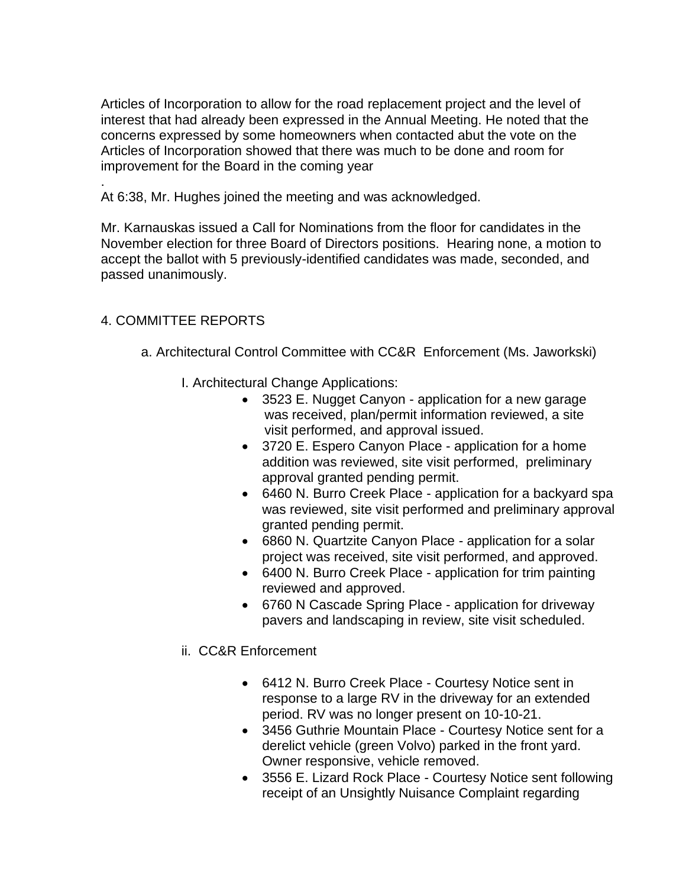Articles of Incorporation to allow for the road replacement project and the level of interest that had already been expressed in the Annual Meeting. He noted that the concerns expressed by some homeowners when contacted abut the vote on the Articles of Incorporation showed that there was much to be done and room for improvement for the Board in the coming year

.

At 6:38, Mr. Hughes joined the meeting and was acknowledged.

Mr. Karnauskas issued a Call for Nominations from the floor for candidates in the November election for three Board of Directors positions. Hearing none, a motion to accept the ballot with 5 previously-identified candidates was made, seconded, and passed unanimously.

4. COMMITTEE REPORTS

a. Architectural Control Committee with CC&R Enforcement (Ms. Jaworkski)

I. Architectural Change Applications:

- 3523 E. Nugget Canyon - application for a new garage was received, plan/permit information reviewed, a site visit performed, and approval issued.
- 3720 E. Espero Canyon Place - application for a home addition was reviewed, site visit performed, preliminary approval granted pending permit.
- 6460 N. Burro Creek Place - application for a backyard spa was reviewed, site visit performed and preliminary approval granted pending permit.
- 6860 N. Quartzite Canyon Place - application for a solar project was received, site visit performed, and approved.
- 6400 N. Burro Creek Place - application for trim painting reviewed and approved.
- 6760 N Cascade Spring Place - application for driveway pavers and landscaping in review, site visit scheduled.

ii. CC&R Enforcement

- 6412 N. Burro Creek Place - Courtesy Notice sent in response to a large RV in the driveway for an extended period. RV was no longer present on 10-10-21.
- 3456 Guthrie Mountain Place - Courtesy Notice sent for a derelict vehicle (green Volvo) parked in the front yard. Owner responsive, vehicle removed.
- 3556 E. Lizard Rock Place - Courtesy Notice sent following receipt of an Unsightly Nuisance Complaint regarding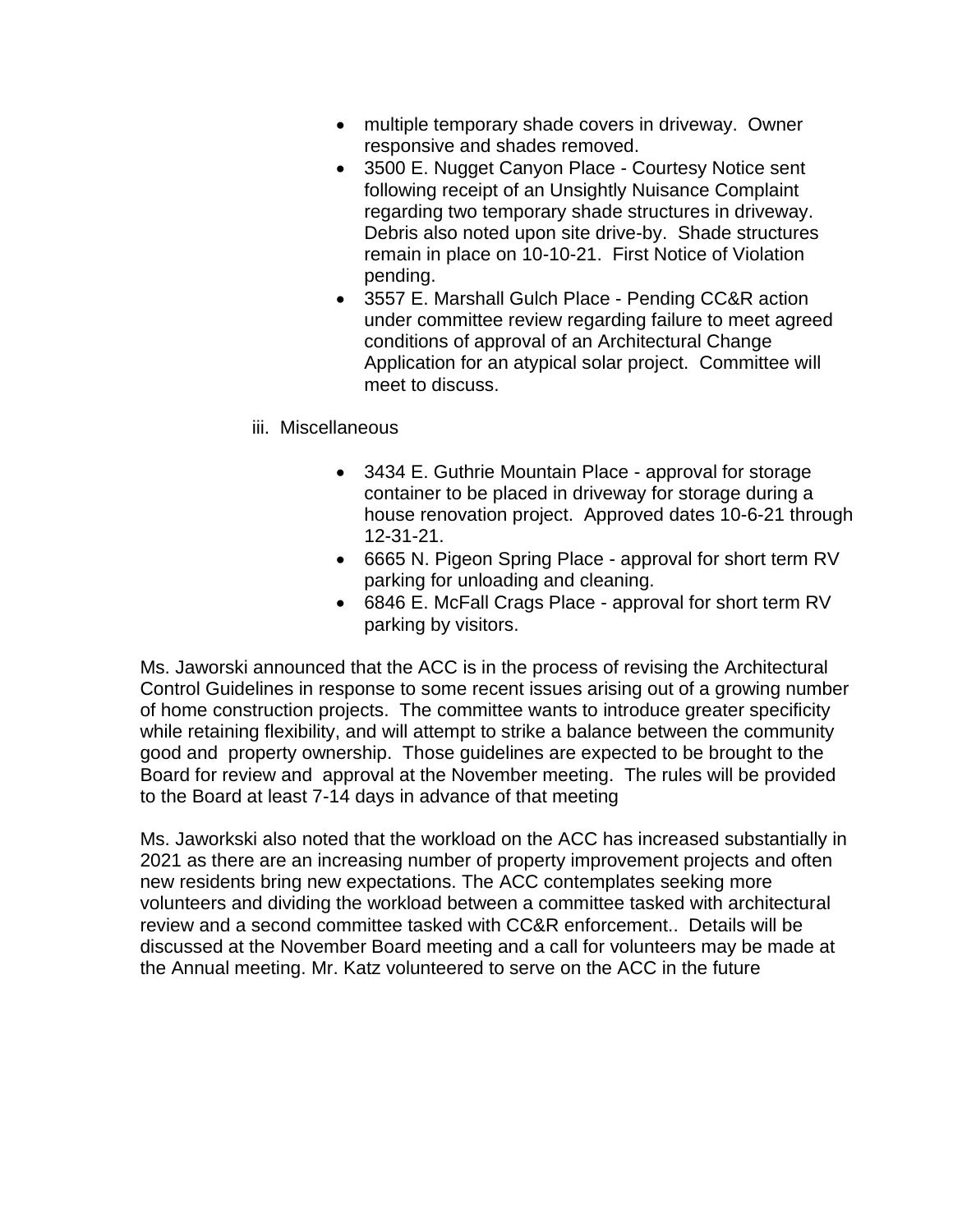- multiple temporary shade covers in driveway. Owner responsive and shades removed.
- 3500 E. Nugget Canyon Place - Courtesy Notice sent following receipt of an Unsightly Nuisance Complaint regarding two temporary shade structures in driveway. Debris also noted upon site drive-by. Shade structures remain in place on 10-10-21. First Notice of Violation pending.
- 3557 E. Marshall Gulch Place - Pending CC&R action under committee review regarding failure to meet agreed conditions of approval of an Architectural Change Application for an atypical solar project. Committee will meet to discuss.

iii. Miscellaneous

- 3434 E. Guthrie Mountain Place - approval for storage container to be placed in driveway for storage during a house renovation project. Approved dates 10-6-21 through 12-31-21.
- 6665 N. Pigeon Spring Place - approval for short term RV parking for unloading and cleaning.
- 6846 E. McFall Crags Place - approval for short term RV parking by visitors.

Ms. Jaworski announced that the ACC is in the process of revising the Architectural Control Guidelines in response to some recent issues arising out of a growing number of home construction projects. The committee wants to introduce greater specificity while retaining flexibility, and will attempt to strike a balance between the community good and property ownership. Those guidelines are expected to be brought to the Board for review and approval at the November meeting. The rules will be provided to the Board at least 7-14 days in advance of that meeting

Ms. Jaworkski also noted that the workload on the ACC has increased substantially in 2021 as there are an increasing number of property improvement projects and often new residents bring new expectations. The ACC contemplates seeking more volunteers and dividing the workload between a committee tasked with architectural review and a second committee tasked with CC&R enforcement.. Details will be discussed at the November Board meeting and a call for volunteers may be made at the Annual meeting. Mr. Katz volunteered to serve on the ACC in the future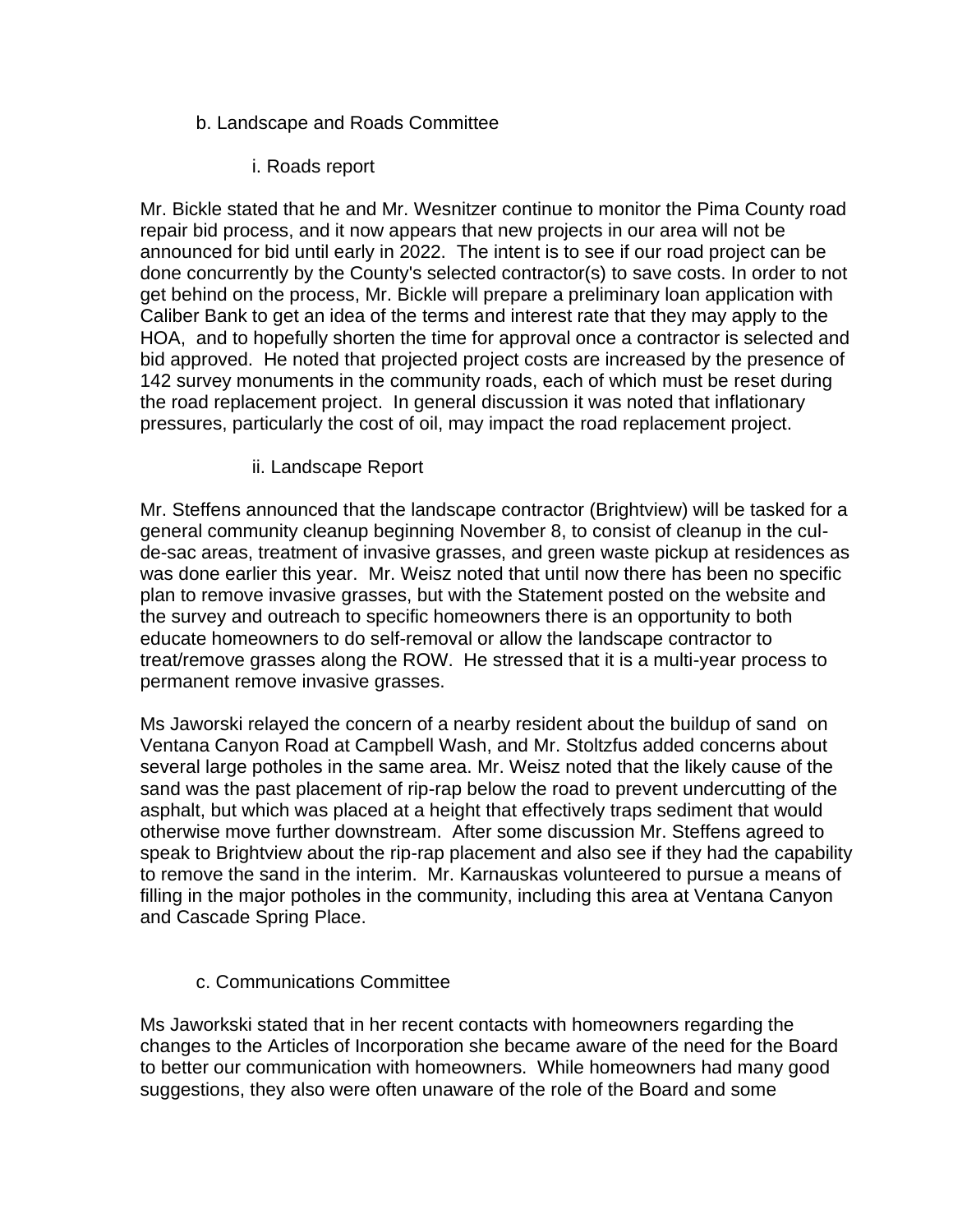b. Landscape and Roads Committee

i. Roads report

Mr. Bickle stated that he and Mr. Wesnitzer continue to monitor the Pima County road repair bid process, and it now appears that new projects in our area will not be announced for bid until early in 2022. The intent is to see if our road project can be done concurrently by the County's selected contractor(s) to save costs. In order to not get behind on the process, Mr. Bickle will prepare a preliminary loan application with Caliber Bank to get an idea of the terms and interest rate that they may apply to the HOA, and to hopefully shorten the time for approval once a contractor is selected and bid approved. He noted that projected project costs are increased by the presence of 142 survey monuments in the community roads, each of which must be reset during the road replacement project. In general discussion it was noted that inflationary pressures, particularly the cost of oil, may impact the road replacement project.

ii. Landscape Report

Mr. Steffens announced that the landscape contractor (Brightview) will be tasked for a general community cleanup beginning November 8, to consist of cleanup in the cul-de-sac areas, treatment of invasive grasses, and green waste pickup at residences as was done earlier this year. Mr. Weisz noted that until now there has been no specific plan to remove invasive grasses, but with the Statement posted on the website and the survey and outreach to specific homeowners there is an opportunity to both educate homeowners to do self-removal or allow the landscape contractor to treat/remove grasses along the ROW. He stressed that it is a multi-year process to permanent remove invasive grasses.

Ms Jaworski relayed the concern of a nearby resident about the buildup of sand on Ventana Canyon Road at Campbell Wash, and Mr. Stoltzfus added concerns about several large potholes in the same area. Mr. Weisz noted that the likely cause of the sand was the past placement of rip-rap below the road to prevent undercutting of the asphalt, but which was placed at a height that effectively traps sediment that would otherwise move further downstream. After some discussion Mr. Steffens agreed to speak to Brightview about the rip-rap placement and also see if they had the capability to remove the sand in the interim. Mr. Karnauskas volunteered to pursue a means of filling in the major potholes in the community, including this area at Ventana Canyon and Cascade Spring Place.

c. Communications Committee

Ms Jaworkski stated that in her recent contacts with homeowners regarding the changes to the Articles of Incorporation she became aware of the need for the Board to better our communication with homeowners. While homeowners had many good suggestions, they also were often unaware of the role of the Board and some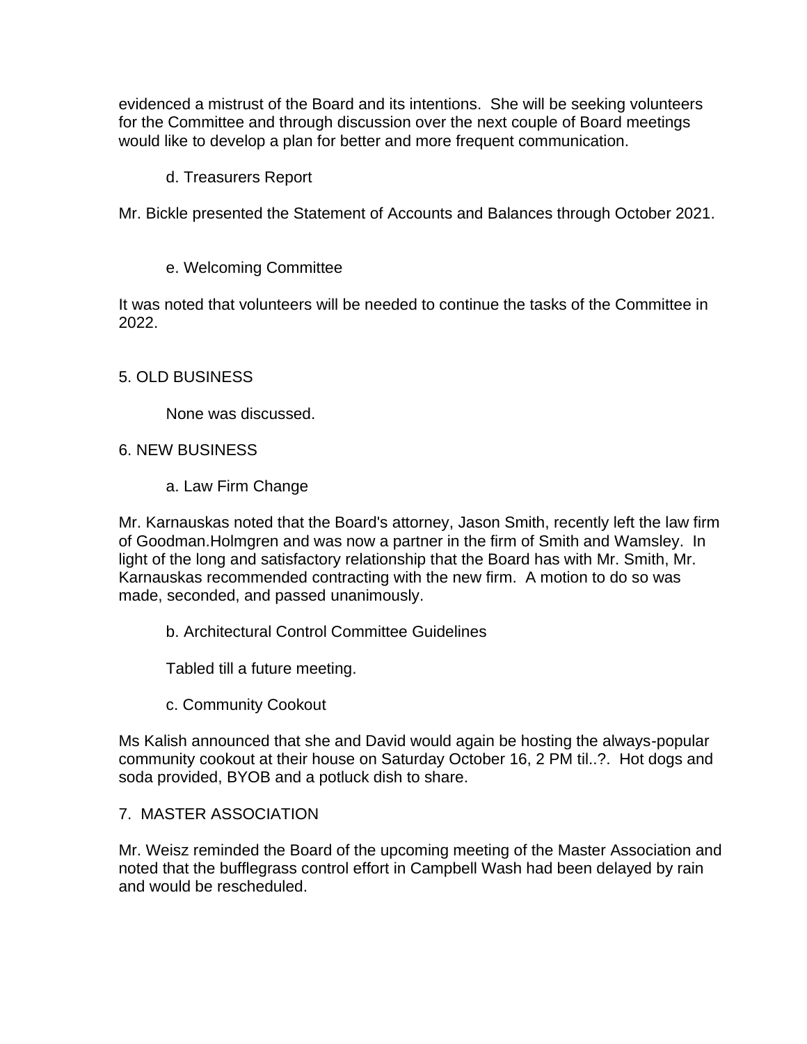evidenced a mistrust of the Board and its intentions. She will be seeking volunteers for the Committee and through discussion over the next couple of Board meetings would like to develop a plan for better and more frequent communication.

d. Treasurers Report

Mr. Bickle presented the Statement of Accounts and Balances through October 2021.

e. Welcoming Committee

It was noted that volunteers will be needed to continue the tasks of the Committee in 2022.

## 5. OLD BUSINESS

None was discussed.

## 6. NEW BUSINESS

a. Law Firm Change

Mr. Karnauskas noted that the Board's attorney, Jason Smith, recently left the law firm of Goodman.Holmgren and was now a partner in the firm of Smith and Wamsley. In light of the long and satisfactory relationship that the Board has with Mr. Smith, Mr. Karnauskas recommended contracting with the new firm. A motion to do so was made, seconded, and passed unanimously.

b. Architectural Control Committee Guidelines

Tabled till a future meeting.

c. Community Cookout

Ms Kalish announced that she and David would again be hosting the always-popular community cookout at their house on Saturday October 16, 2 PM til..?. Hot dogs and soda provided, BYOB and a potluck dish to share.

## 7. MASTER ASSOCIATION

Mr. Weisz reminded the Board of the upcoming meeting of the Master Association and noted that the bufflegrass control effort in Campbell Wash had been delayed by rain and would be rescheduled.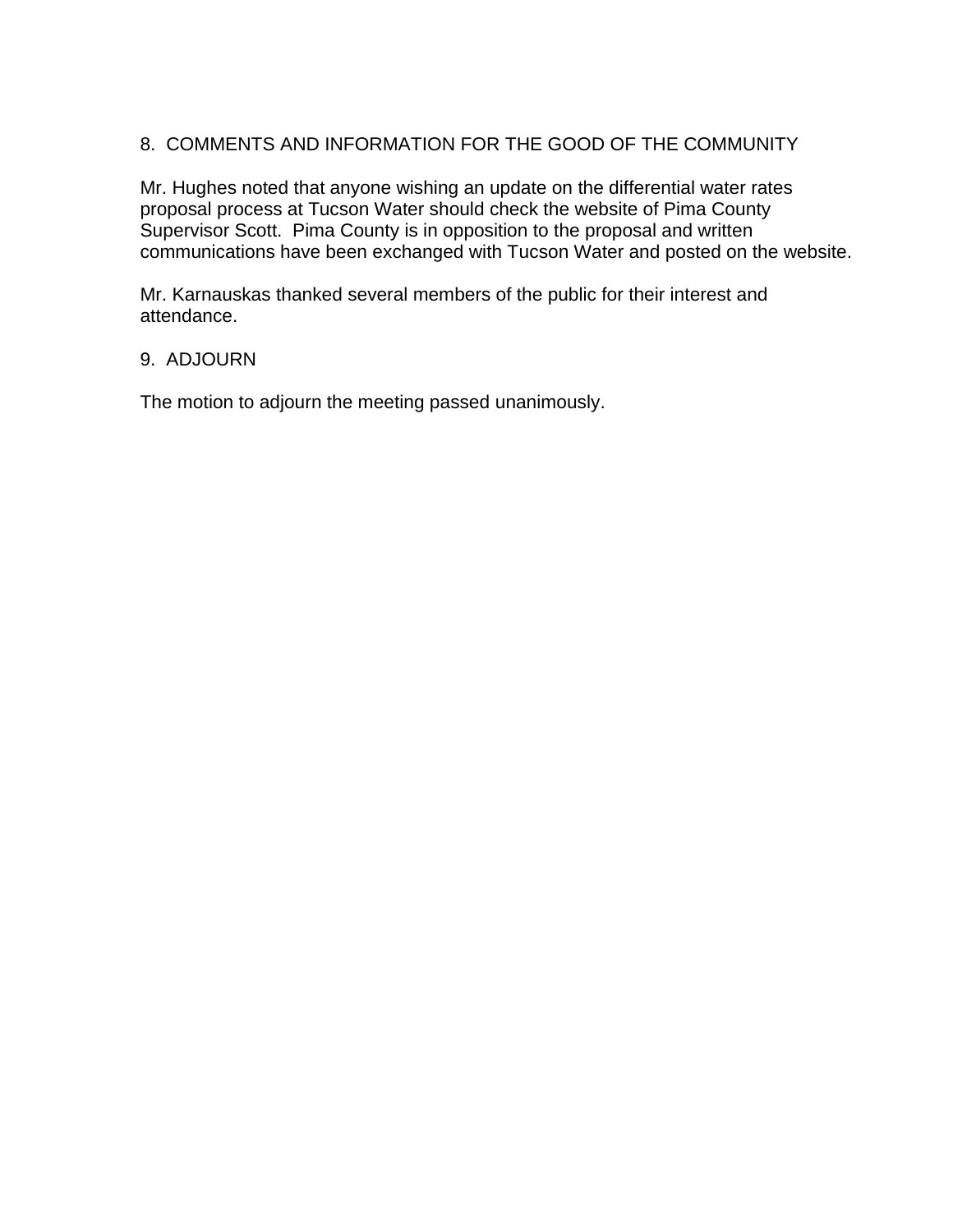8. COMMENTS AND INFORMATION FOR THE GOOD OF THE COMMUNITY

Mr. Hughes noted that anyone wishing an update on the differential water rates proposal process at Tucson Water should check the website of Pima County Supervisor Scott. Pima County is in opposition to the proposal and written communications have been exchanged with Tucson Water and posted on the website.

Mr. Karnauskas thanked several members of the public for their interest and attendance.

9. ADJOURN

The motion to adjourn the meeting passed unanimously.